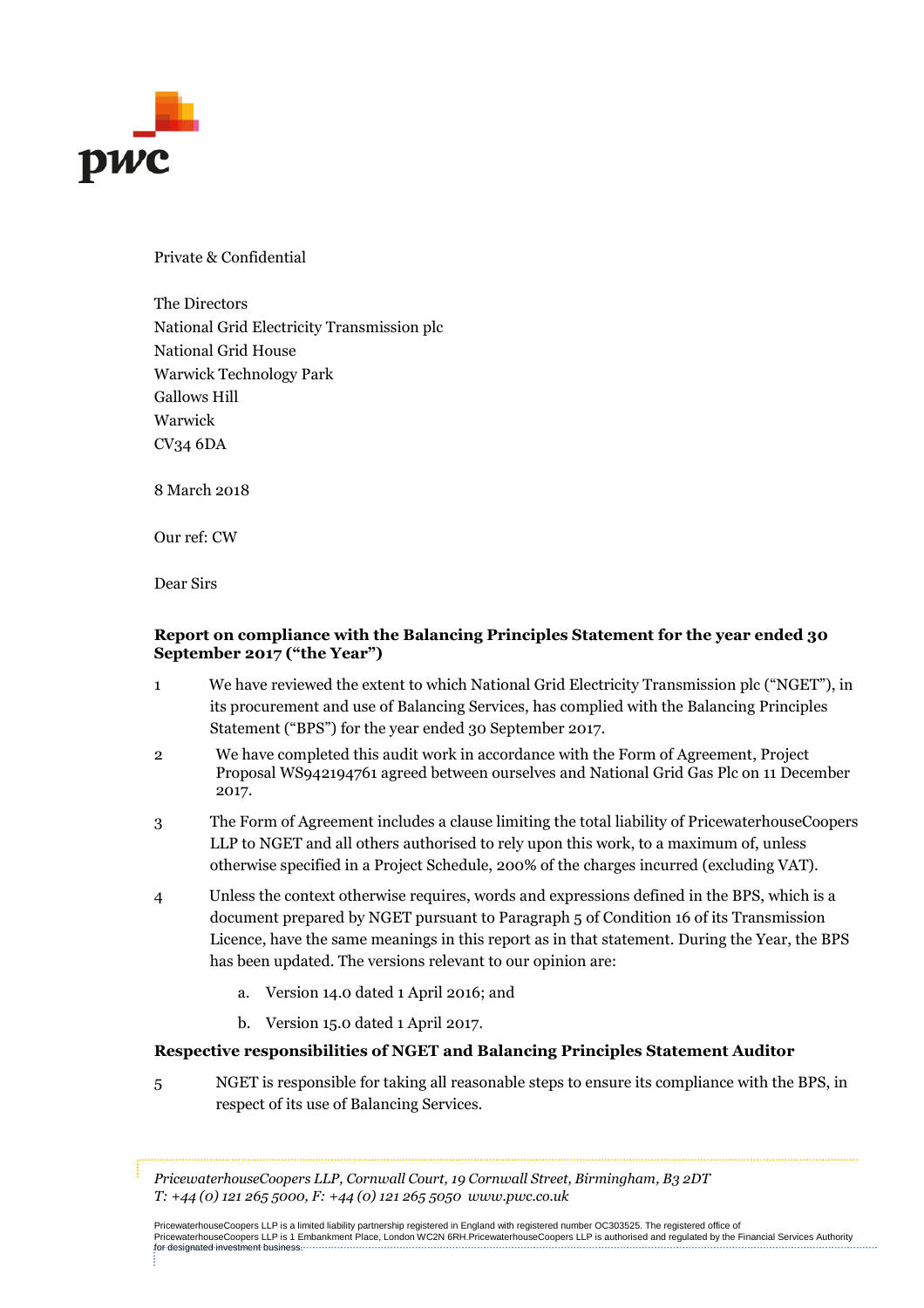Private & Confidential

The Directors
National Grid Electricity Transmission plc
National Grid House
Warwick Technology Park
Gallows Hill
Warwick
CV34 6DA

8 March 2018

Our ref: CW

Dear Sirs

**Report on compliance with the Balancing Principles Statement for the year ended 30 September 2017 ("the Year")**

1 We have reviewed the extent to which National Grid Electricity Transmission plc ("NGET"), in its procurement and use of Balancing Services, has complied with the Balancing Principles Statement ("BPS") for the year ended 30 September 2017.

2 We have completed this audit work in accordance with the Form of Agreement, Project Proposal WS942194761 agreed between ourselves and National Grid Gas Plc on 11 December 2017.

3 The Form of Agreement includes a clause limiting the total liability of PricewaterhouseCoopers LLP to NGET and all others authorised to rely upon this work, to a maximum of, unless otherwise specified in a Project Schedule, 200% of the charges incurred (excluding VAT).

4 Unless the context otherwise requires, words and expressions defined in the BPS, which is a document prepared by NGET pursuant to Paragraph 5 of Condition 16 of its Transmission Licence, have the same meanings in this report as in that statement. During the Year, the BPS has been updated. The versions relevant to our opinion are:

a. Version 14.0 dated 1 April 2016; and

b. Version 15.0 dated 1 April 2017.

**Respective responsibilities of NGET and Balancing Principles Statement Auditor**

5 NGET is responsible for taking all reasonable steps to ensure its compliance with the BPS, in respect of its use of Balancing Services.

*PricewaterhouseCoopers LLP, Cornwall Court, 19 Cornwall Street, Birmingham, B3 2DT*
*T: +44 (0) 121 265 5000, F: +44 (0) 121 265 5050 www.pwc.co.uk*

PricewaterhouseCoopers LLP is a limited liability partnership registered in England with registered number OC303525. The registered office of PricewaterhouseCoopers LLP is 1 Embankment Place, London WC2N 6RH.PricewaterhouseCoopers LLP is authorised and regulated by the Financial Services Authority for designated investment business.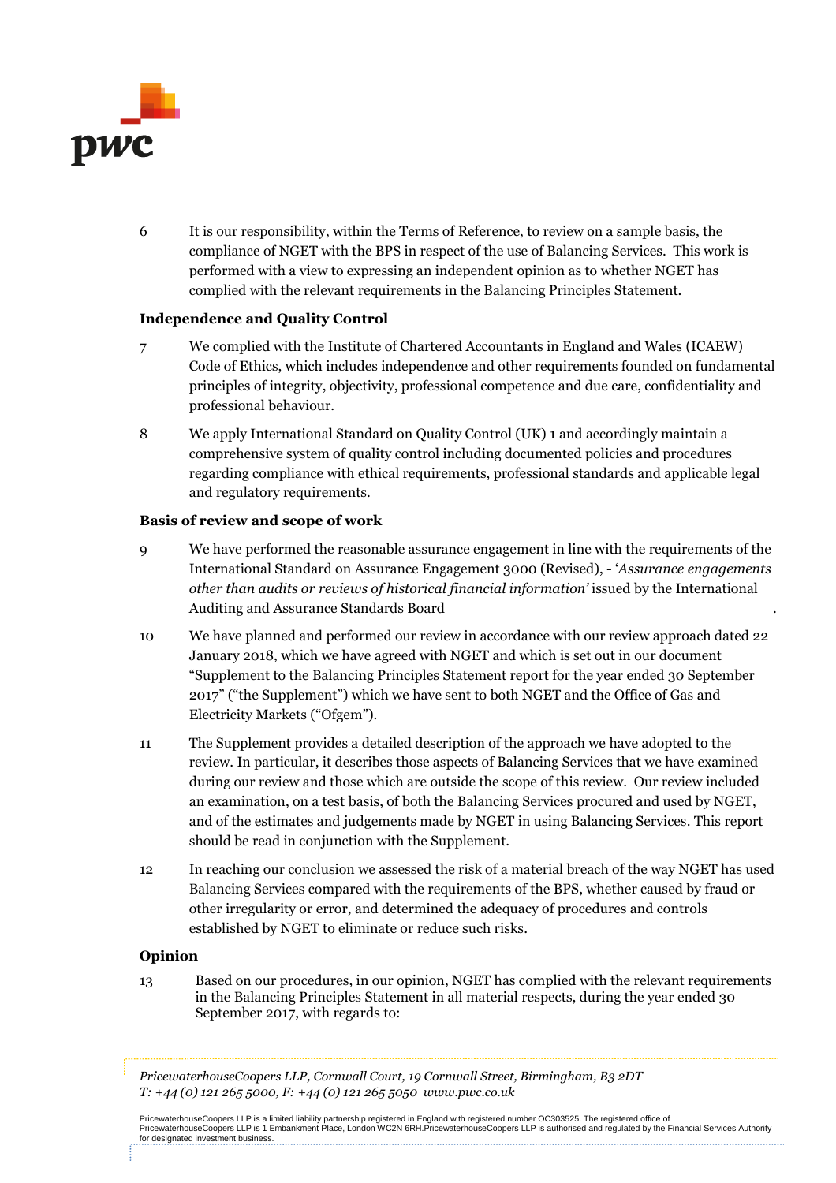6 It is our responsibility, within the Terms of Reference, to review on a sample basis, the compliance of NGET with the BPS in respect of the use of Balancing Services. This work is performed with a view to expressing an independent opinion as to whether NGET has complied with the relevant requirements in the Balancing Principles Statement.

**Independence and Quality Control**

7 We complied with the Institute of Chartered Accountants in England and Wales (ICAEW) Code of Ethics, which includes independence and other requirements founded on fundamental principles of integrity, objectivity, professional competence and due care, confidentiality and professional behaviour.

8 We apply International Standard on Quality Control (UK) 1 and accordingly maintain a comprehensive system of quality control including documented policies and procedures regarding compliance with ethical requirements, professional standards and applicable legal and regulatory requirements.

**Basis of review and scope of work**

9 We have performed the reasonable assurance engagement in line with the requirements of the International Standard on Assurance Engagement 3000 (Revised), - '*Assurance engagements other than audits or reviews of historical financial information'* issued by the International Auditing and Assurance Standards Board .

10 We have planned and performed our review in accordance with our review approach dated 22 January 2018, which we have agreed with NGET and which is set out in our document "Supplement to the Balancing Principles Statement report for the year ended 30 September 2017" ("the Supplement") which we have sent to both NGET and the Office of Gas and Electricity Markets ("Ofgem").

11 The Supplement provides a detailed description of the approach we have adopted to the review. In particular, it describes those aspects of Balancing Services that we have examined during our review and those which are outside the scope of this review. Our review included an examination, on a test basis, of both the Balancing Services procured and used by NGET, and of the estimates and judgements made by NGET in using Balancing Services. This report should be read in conjunction with the Supplement.

12 In reaching our conclusion we assessed the risk of a material breach of the way NGET has used Balancing Services compared with the requirements of the BPS, whether caused by fraud or other irregularity or error, and determined the adequacy of procedures and controls established by NGET to eliminate or reduce such risks.

**Opinion**

13 Based on our procedures, in our opinion, NGET has complied with the relevant requirements in the Balancing Principles Statement in all material respects, during the year ended 30 September 2017, with regards to: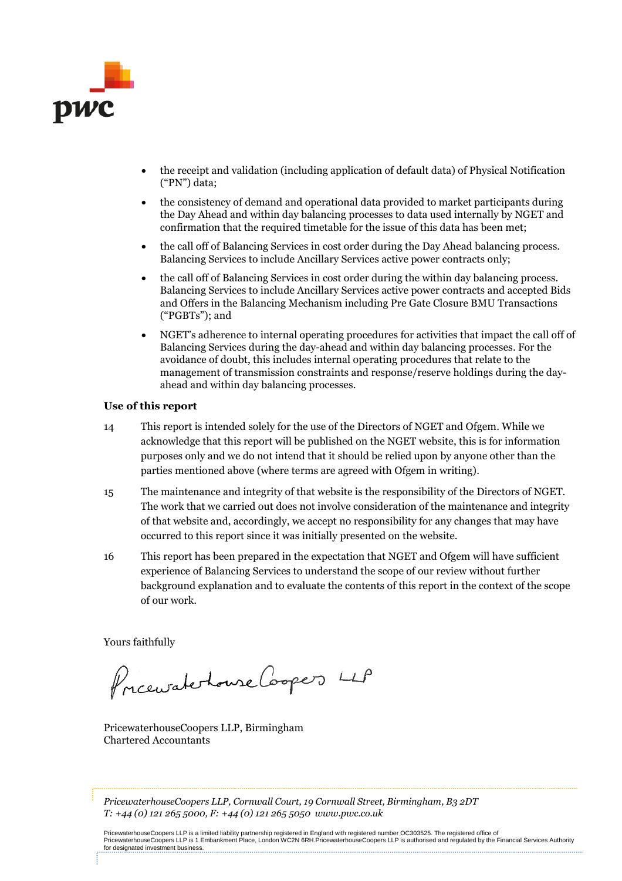- the receipt and validation (including application of default data) of Physical Notification ("PN") data;
- the consistency of demand and operational data provided to market participants during the Day Ahead and within day balancing processes to data used internally by NGET and confirmation that the required timetable for the issue of this data has been met;
- the call off of Balancing Services in cost order during the Day Ahead balancing process. Balancing Services to include Ancillary Services active power contracts only;
- the call off of Balancing Services in cost order during the within day balancing process. Balancing Services to include Ancillary Services active power contracts and accepted Bids and Offers in the Balancing Mechanism including Pre Gate Closure BMU Transactions ("PGBTs"); and
- NGET's adherence to internal operating procedures for activities that impact the call off of Balancing Services during the day-ahead and within day balancing processes. For the avoidance of doubt, this includes internal operating procedures that relate to the management of transmission constraints and response/reserve holdings during the day-ahead and within day balancing processes.

**Use of this report**

14 This report is intended solely for the use of the Directors of NGET and Ofgem. While we acknowledge that this report will be published on the NGET website, this is for information purposes only and we do not intend that it should be relied upon by anyone other than the parties mentioned above (where terms are agreed with Ofgem in writing).

15 The maintenance and integrity of that website is the responsibility of the Directors of NGET. The work that we carried out does not involve consideration of the maintenance and integrity of that website and, accordingly, we accept no responsibility for any changes that may have occurred to this report since it was initially presented on the website.

16 This report has been prepared in the expectation that NGET and Ofgem will have sufficient experience of Balancing Services to understand the scope of our review without further background explanation and to evaluate the contents of this report in the context of the scope of our work.

Yours faithfully

PricewaterhouseCoopers LLP

PricewaterhouseCoopers LLP, Birmingham
Chartered Accountants

*PricewaterhouseCoopers LLP, Cornwall Court, 19 Cornwall Street, Birmingham, B3 2DT*
*T: +44 (0) 121 265 5000, F: +44 (0) 121 265 5050 www.pwc.co.uk*

PricewaterhouseCoopers LLP is a limited liability partnership registered in England with registered number OC303525. The registered office of PricewaterhouseCoopers LLP is 1 Embankment Place, London WC2N 6RH.PricewaterhouseCoopers LLP is authorised and regulated by the Financial Services Authority for designated investment business.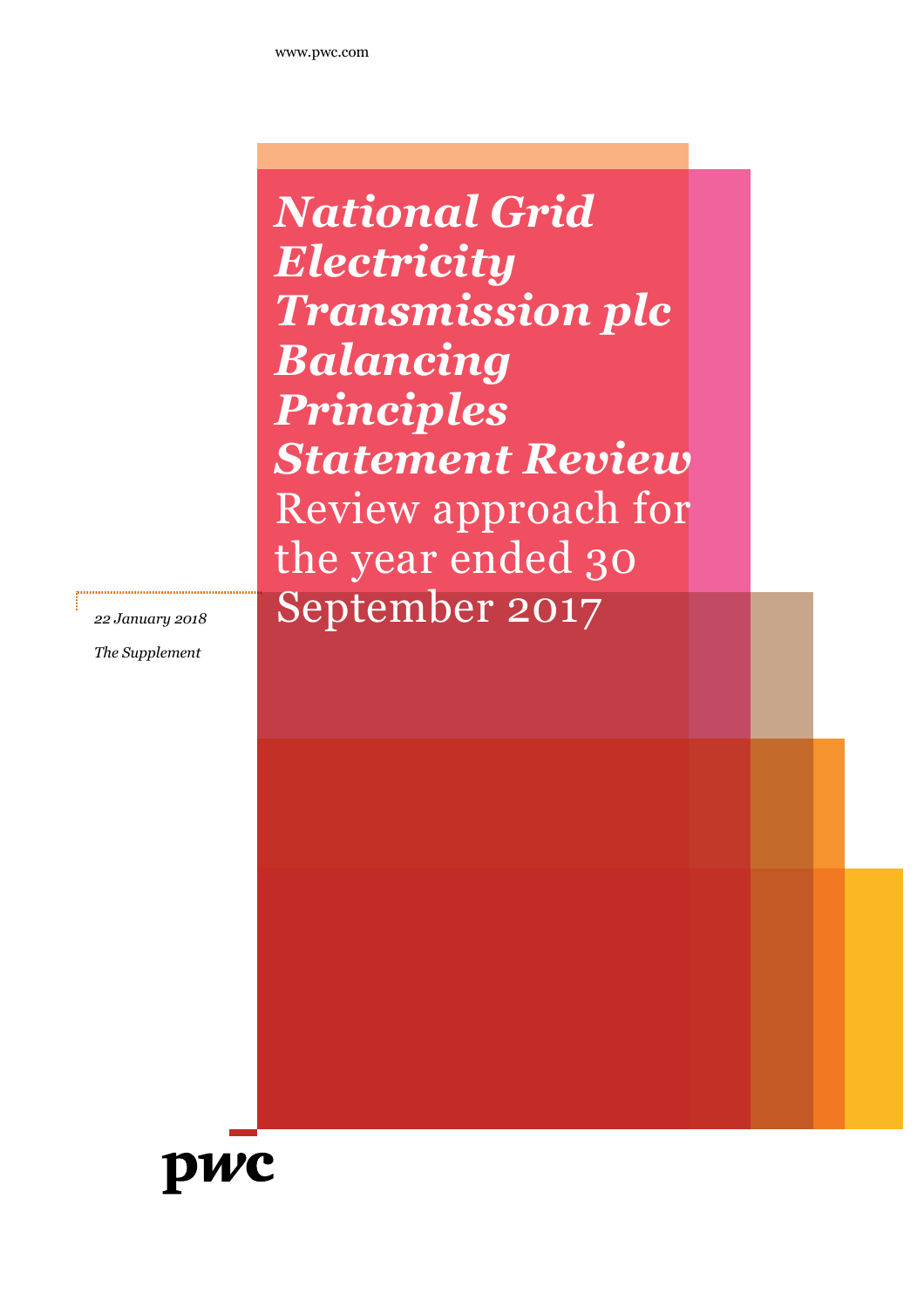www.pwc.com

# *National Grid Electricity Transmission plc Balancing Principles Statement Review*

## Review approach for the year ended 30 September 2017

*22 January 2018*

*The Supplement*

pwc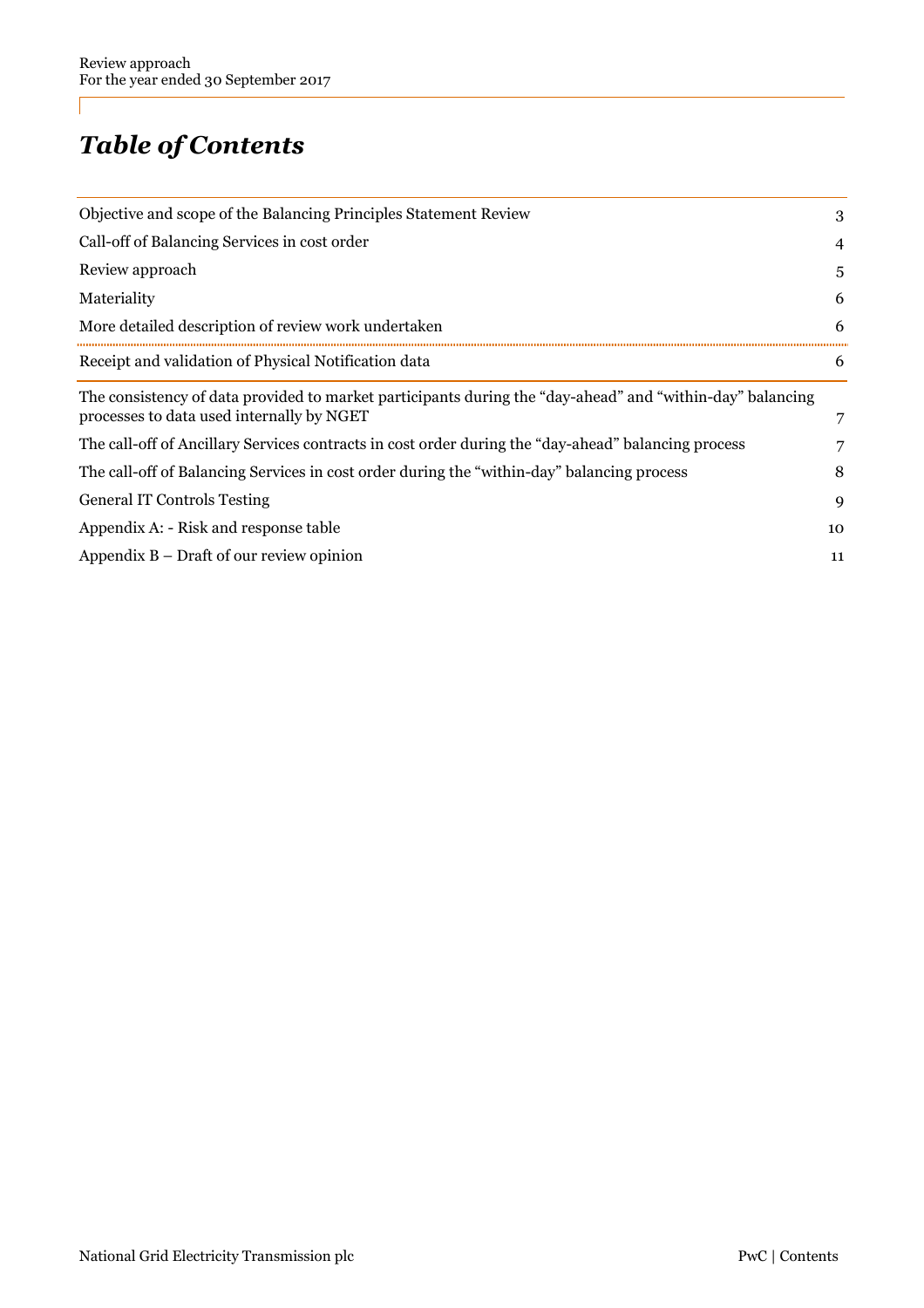# *Table of Contents*

| | |
|---|---|
| Objective and scope of the Balancing Principles Statement Review | 3 |
| Call-off of Balancing Services in cost order | 4 |
| Review approach | 5 |
| Materiality | 6 |
| More detailed description of review work undertaken | 6 |
| Receipt and validation of Physical Notification data | 6 |
| The consistency of data provided to market participants during the "day-ahead" and "within-day" balancing processes to data used internally by NGET | 7 |
| The call-off of Ancillary Services contracts in cost order during the "day-ahead" balancing process | 7 |
| The call-off of Balancing Services in cost order during the "within-day" balancing process | 8 |
| General IT Controls Testing | 9 |
| Appendix A: - Risk and response table | 10 |
| Appendix B – Draft of our review opinion | 11 |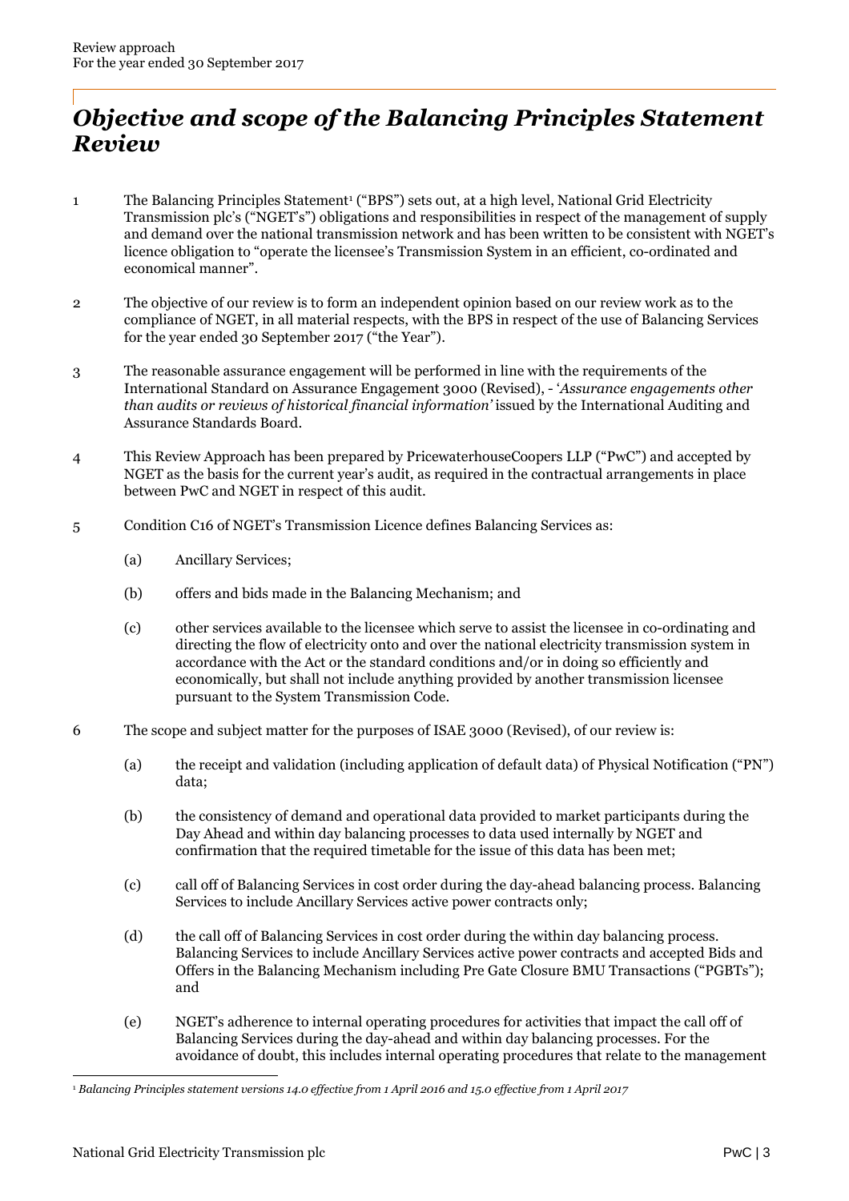# *Objective and scope of the Balancing Principles Statement Review*

1 The Balancing Principles Statement[1] ("BPS") sets out, at a high level, National Grid Electricity Transmission plc's ("NGET's") obligations and responsibilities in respect of the management of supply and demand over the national transmission network and has been written to be consistent with NGET's licence obligation to "operate the licensee's Transmission System in an efficient, co-ordinated and economical manner".

2 The objective of our review is to form an independent opinion based on our review work as to the compliance of NGET, in all material respects, with the BPS in respect of the use of Balancing Services for the year ended 30 September 2017 ("the Year").

3 The reasonable assurance engagement will be performed in line with the requirements of the International Standard on Assurance Engagement 3000 (Revised), - '*Assurance engagements other than audits or reviews of historical financial information'* issued by the International Auditing and Assurance Standards Board.

4 This Review Approach has been prepared by PricewaterhouseCoopers LLP ("PwC") and accepted by NGET as the basis for the current year's audit, as required in the contractual arrangements in place between PwC and NGET in respect of this audit.

5 Condition C16 of NGET's Transmission Licence defines Balancing Services as:

(a) Ancillary Services;

(b) offers and bids made in the Balancing Mechanism; and

(c) other services available to the licensee which serve to assist the licensee in co-ordinating and directing the flow of electricity onto and over the national electricity transmission system in accordance with the Act or the standard conditions and/or in doing so efficiently and economically, but shall not include anything provided by another transmission licensee pursuant to the System Transmission Code.

6 The scope and subject matter for the purposes of ISAE 3000 (Revised), of our review is:

(a) the receipt and validation (including application of default data) of Physical Notification ("PN") data;

(b) the consistency of demand and operational data provided to market participants during the Day Ahead and within day balancing processes to data used internally by NGET and confirmation that the required timetable for the issue of this data has been met;

(c) call off of Balancing Services in cost order during the day-ahead balancing process. Balancing Services to include Ancillary Services active power contracts only;

(d) the call off of Balancing Services in cost order during the within day balancing process. Balancing Services to include Ancillary Services active power contracts and accepted Bids and Offers in the Balancing Mechanism including Pre Gate Closure BMU Transactions ("PGBTs"); and

(e) NGET's adherence to internal operating procedures for activities that impact the call off of Balancing Services during the day-ahead and within day balancing processes. For the avoidance of doubt, this includes internal operating procedures that relate to the management

[1] *Balancing Principles statement versions 14.0 effective from 1 April 2016 and 15.0 effective from 1 April 2017*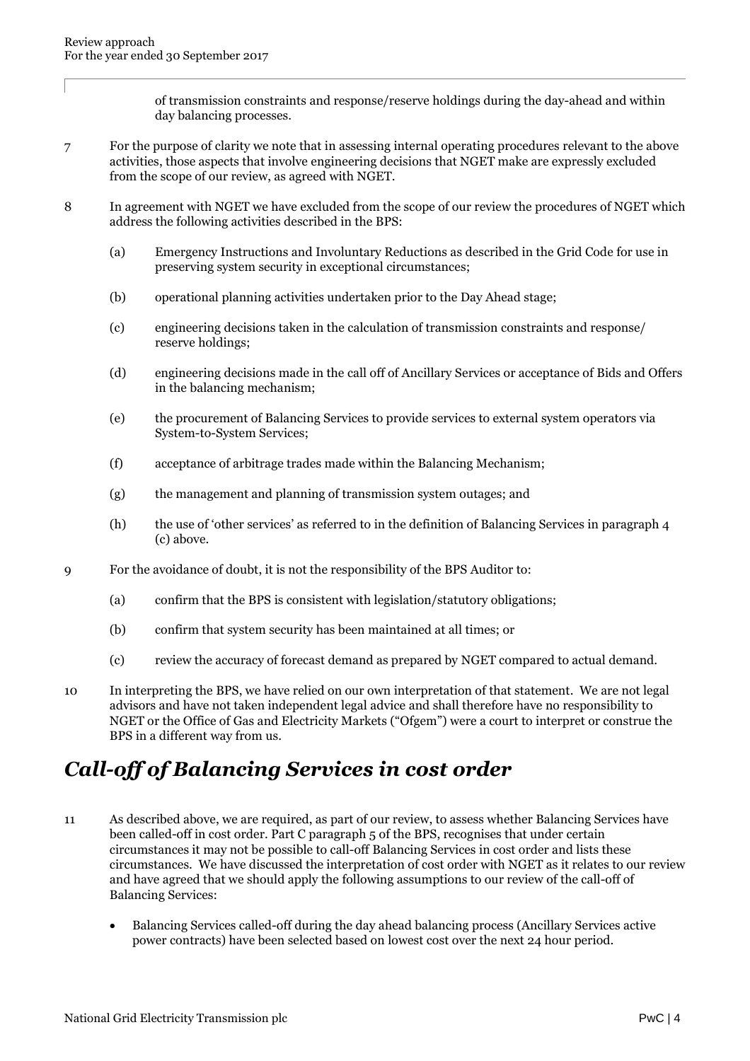of transmission constraints and response/reserve holdings during the day-ahead and within day balancing processes.

7 For the purpose of clarity we note that in assessing internal operating procedures relevant to the above activities, those aspects that involve engineering decisions that NGET make are expressly excluded from the scope of our review, as agreed with NGET.

8 In agreement with NGET we have excluded from the scope of our review the procedures of NGET which address the following activities described in the BPS:

(a) Emergency Instructions and Involuntary Reductions as described in the Grid Code for use in preserving system security in exceptional circumstances;

(b) operational planning activities undertaken prior to the Day Ahead stage;

(c) engineering decisions taken in the calculation of transmission constraints and response/ reserve holdings;

(d) engineering decisions made in the call off of Ancillary Services or acceptance of Bids and Offers in the balancing mechanism;

(e) the procurement of Balancing Services to provide services to external system operators via System-to-System Services;

(f) acceptance of arbitrage trades made within the Balancing Mechanism;

(g) the management and planning of transmission system outages; and

(h) the use of 'other services' as referred to in the definition of Balancing Services in paragraph 4 (c) above.

9 For the avoidance of doubt, it is not the responsibility of the BPS Auditor to:

(a) confirm that the BPS is consistent with legislation/statutory obligations;

(b) confirm that system security has been maintained at all times; or

(c) review the accuracy of forecast demand as prepared by NGET compared to actual demand.

10 In interpreting the BPS, we have relied on our own interpretation of that statement. We are not legal advisors and have not taken independent legal advice and shall therefore have no responsibility to NGET or the Office of Gas and Electricity Markets ("Ofgem") were a court to interpret or construe the BPS in a different way from us.

## *Call-off of Balancing Services in cost order*

11 As described above, we are required, as part of our review, to assess whether Balancing Services have been called-off in cost order. Part C paragraph 5 of the BPS, recognises that under certain circumstances it may not be possible to call-off Balancing Services in cost order and lists these circumstances. We have discussed the interpretation of cost order with NGET as it relates to our review and have agreed that we should apply the following assumptions to our review of the call-off of Balancing Services:

- Balancing Services called-off during the day ahead balancing process (Ancillary Services active power contracts) have been selected based on lowest cost over the next 24 hour period.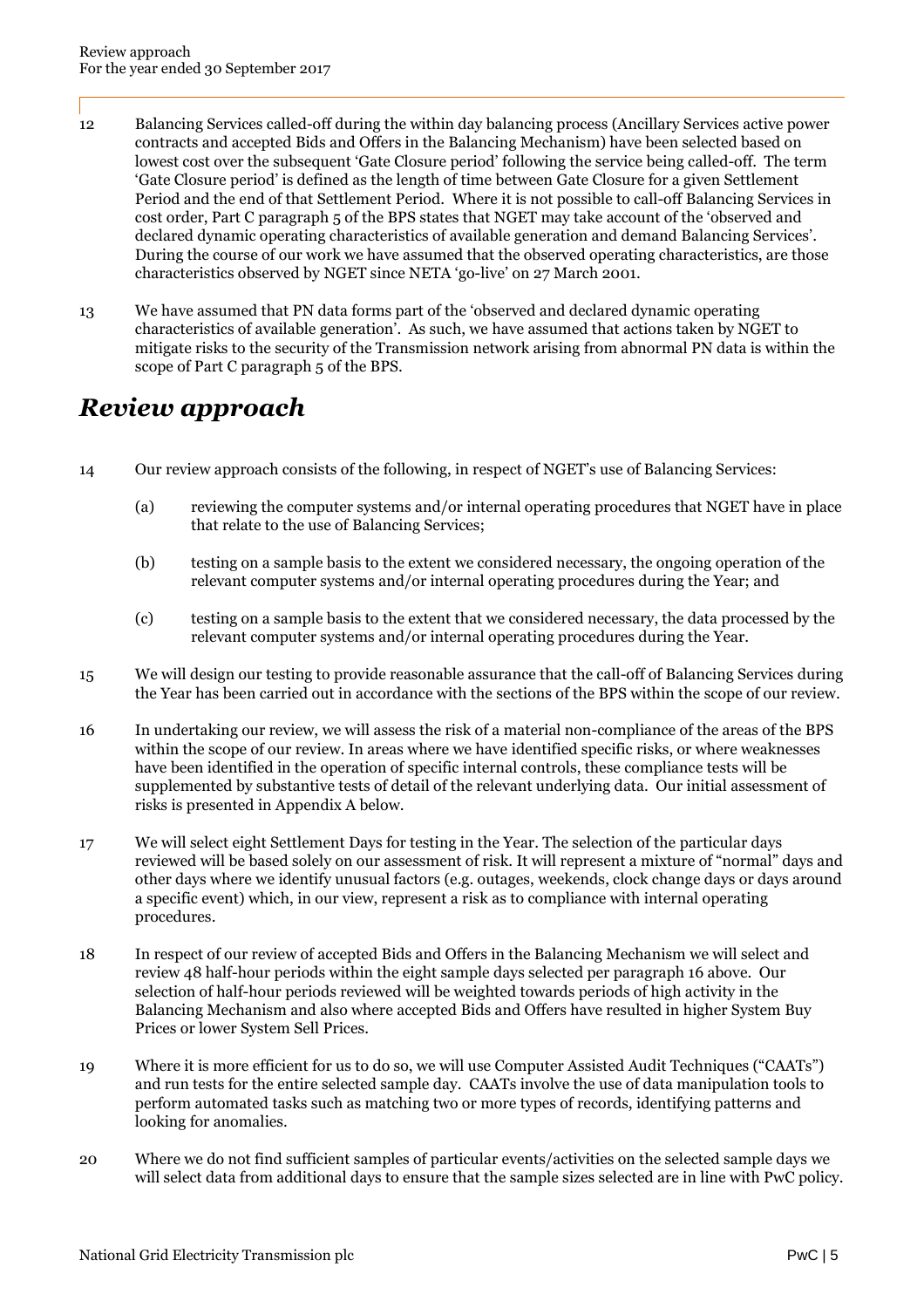12 Balancing Services called-off during the within day balancing process (Ancillary Services active power contracts and accepted Bids and Offers in the Balancing Mechanism) have been selected based on lowest cost over the subsequent 'Gate Closure period' following the service being called-off. The term 'Gate Closure period' is defined as the length of time between Gate Closure for a given Settlement Period and the end of that Settlement Period. Where it is not possible to call-off Balancing Services in cost order, Part C paragraph 5 of the BPS states that NGET may take account of the 'observed and declared dynamic operating characteristics of available generation and demand Balancing Services'. During the course of our work we have assumed that the observed operating characteristics, are those characteristics observed by NGET since NETA 'go-live' on 27 March 2001.

13 We have assumed that PN data forms part of the 'observed and declared dynamic operating characteristics of available generation'. As such, we have assumed that actions taken by NGET to mitigate risks to the security of the Transmission network arising from abnormal PN data is within the scope of Part C paragraph 5 of the BPS.

## *Review approach*

14 Our review approach consists of the following, in respect of NGET's use of Balancing Services:

(a) reviewing the computer systems and/or internal operating procedures that NGET have in place that relate to the use of Balancing Services;

(b) testing on a sample basis to the extent we considered necessary, the ongoing operation of the relevant computer systems and/or internal operating procedures during the Year; and

(c) testing on a sample basis to the extent that we considered necessary, the data processed by the relevant computer systems and/or internal operating procedures during the Year.

15 We will design our testing to provide reasonable assurance that the call-off of Balancing Services during the Year has been carried out in accordance with the sections of the BPS within the scope of our review.

16 In undertaking our review, we will assess the risk of a material non-compliance of the areas of the BPS within the scope of our review. In areas where we have identified specific risks, or where weaknesses have been identified in the operation of specific internal controls, these compliance tests will be supplemented by substantive tests of detail of the relevant underlying data. Our initial assessment of risks is presented in Appendix A below.

17 We will select eight Settlement Days for testing in the Year. The selection of the particular days reviewed will be based solely on our assessment of risk. It will represent a mixture of "normal" days and other days where we identify unusual factors (e.g. outages, weekends, clock change days or days around a specific event) which, in our view, represent a risk as to compliance with internal operating procedures.

18 In respect of our review of accepted Bids and Offers in the Balancing Mechanism we will select and review 48 half-hour periods within the eight sample days selected per paragraph 16 above. Our selection of half-hour periods reviewed will be weighted towards periods of high activity in the Balancing Mechanism and also where accepted Bids and Offers have resulted in higher System Buy Prices or lower System Sell Prices.

19 Where it is more efficient for us to do so, we will use Computer Assisted Audit Techniques ("CAATs") and run tests for the entire selected sample day. CAATs involve the use of data manipulation tools to perform automated tasks such as matching two or more types of records, identifying patterns and looking for anomalies.

20 Where we do not find sufficient samples of particular events/activities on the selected sample days we will select data from additional days to ensure that the sample sizes selected are in line with PwC policy.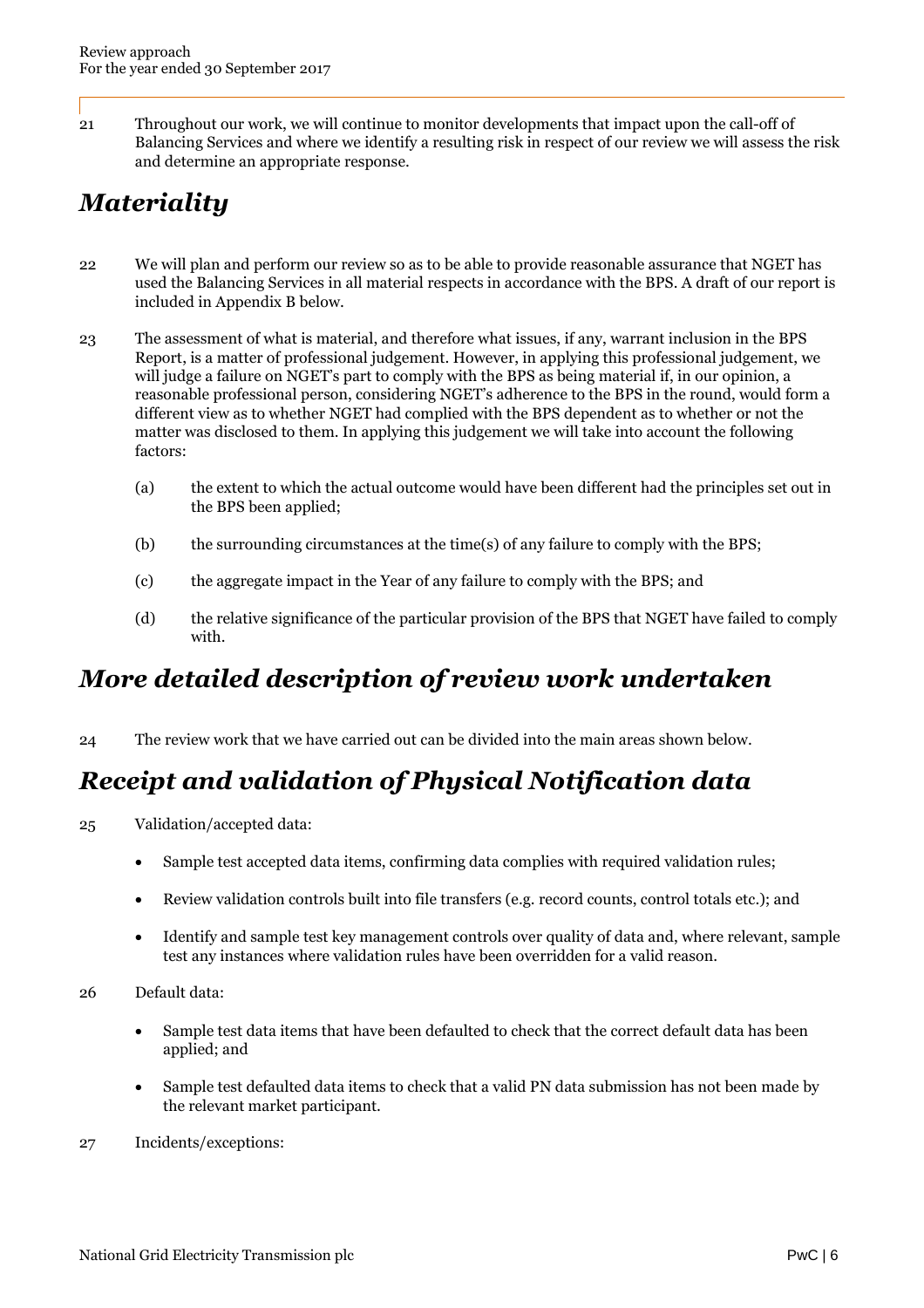21 Throughout our work, we will continue to monitor developments that impact upon the call-off of Balancing Services and where we identify a resulting risk in respect of our review we will assess the risk and determine an appropriate response.

## *Materiality*

22 We will plan and perform our review so as to be able to provide reasonable assurance that NGET has used the Balancing Services in all material respects in accordance with the BPS. A draft of our report is included in Appendix B below.

23 The assessment of what is material, and therefore what issues, if any, warrant inclusion in the BPS Report, is a matter of professional judgement. However, in applying this professional judgement, we will judge a failure on NGET's part to comply with the BPS as being material if, in our opinion, a reasonable professional person, considering NGET's adherence to the BPS in the round, would form a different view as to whether NGET had complied with the BPS dependent as to whether or not the matter was disclosed to them. In applying this judgement we will take into account the following factors:

(a) the extent to which the actual outcome would have been different had the principles set out in the BPS been applied;

(b) the surrounding circumstances at the time(s) of any failure to comply with the BPS;

(c) the aggregate impact in the Year of any failure to comply with the BPS; and

(d) the relative significance of the particular provision of the BPS that NGET have failed to comply with.

## *More detailed description of review work undertaken*

24 The review work that we have carried out can be divided into the main areas shown below.

## *Receipt and validation of Physical Notification data*

25 Validation/accepted data:

- Sample test accepted data items, confirming data complies with required validation rules;
- Review validation controls built into file transfers (e.g. record counts, control totals etc.); and
- Identify and sample test key management controls over quality of data and, where relevant, sample test any instances where validation rules have been overridden for a valid reason.

26 Default data:

- Sample test data items that have been defaulted to check that the correct default data has been applied; and
- Sample test defaulted data items to check that a valid PN data submission has not been made by the relevant market participant.

27 Incidents/exceptions: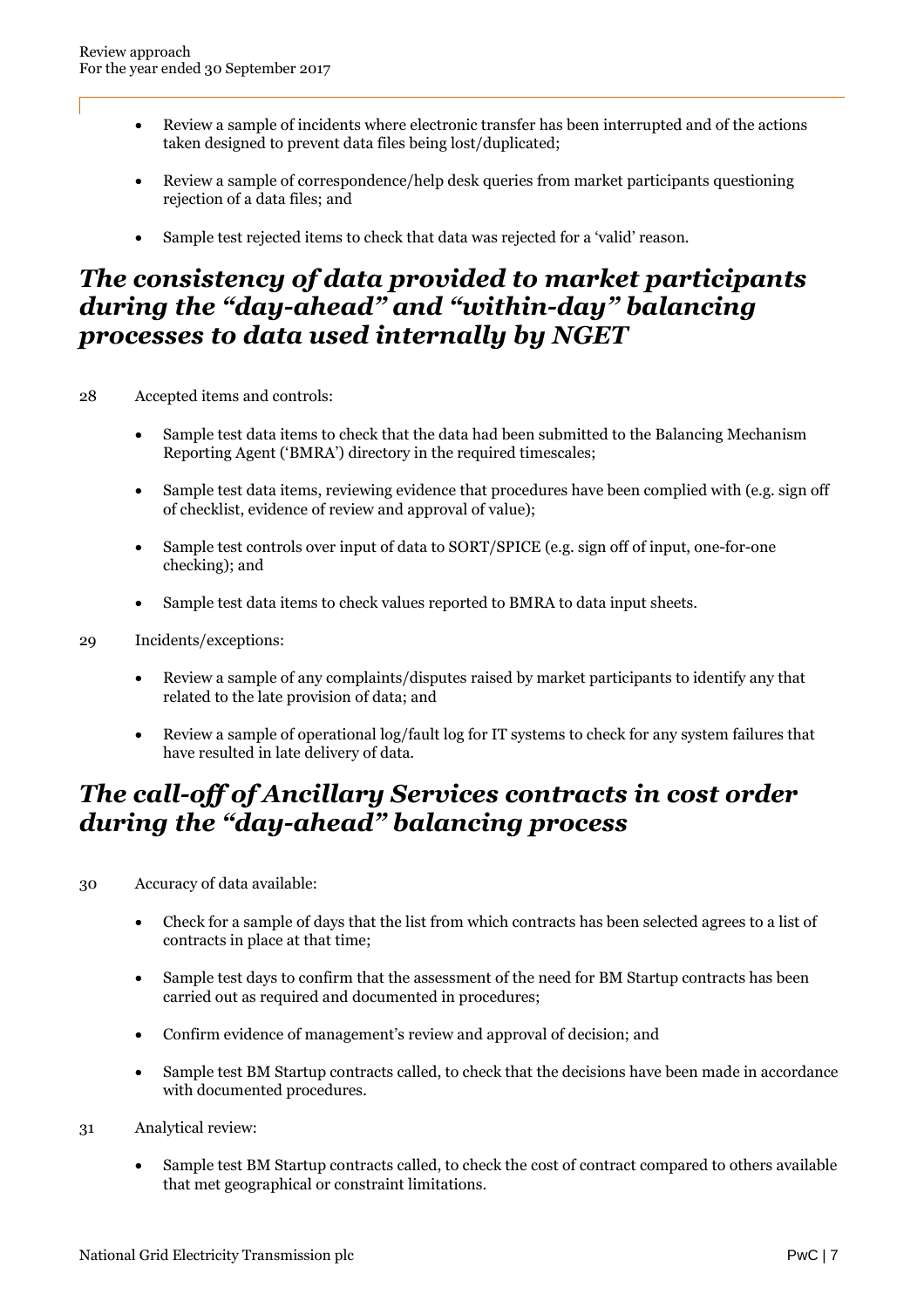- Review a sample of incidents where electronic transfer has been interrupted and of the actions taken designed to prevent data files being lost/duplicated;
- Review a sample of correspondence/help desk queries from market participants questioning rejection of a data files; and
- Sample test rejected items to check that data was rejected for a 'valid' reason.

## *The consistency of data provided to market participants during the "day-ahead" and "within-day" balancing processes to data used internally by NGET*

28 Accepted items and controls:

- Sample test data items to check that the data had been submitted to the Balancing Mechanism Reporting Agent ('BMRA') directory in the required timescales;
- Sample test data items, reviewing evidence that procedures have been complied with (e.g. sign off of checklist, evidence of review and approval of value);
- Sample test controls over input of data to SORT/SPICE (e.g. sign off of input, one-for-one checking); and
- Sample test data items to check values reported to BMRA to data input sheets.

29 Incidents/exceptions:

- Review a sample of any complaints/disputes raised by market participants to identify any that related to the late provision of data; and
- Review a sample of operational log/fault log for IT systems to check for any system failures that have resulted in late delivery of data.

## *The call-off of Ancillary Services contracts in cost order during the "day-ahead" balancing process*

30 Accuracy of data available:

- Check for a sample of days that the list from which contracts has been selected agrees to a list of contracts in place at that time;
- Sample test days to confirm that the assessment of the need for BM Startup contracts has been carried out as required and documented in procedures;
- Confirm evidence of management's review and approval of decision; and
- Sample test BM Startup contracts called, to check that the decisions have been made in accordance with documented procedures.

31 Analytical review:

- Sample test BM Startup contracts called, to check the cost of contract compared to others available that met geographical or constraint limitations.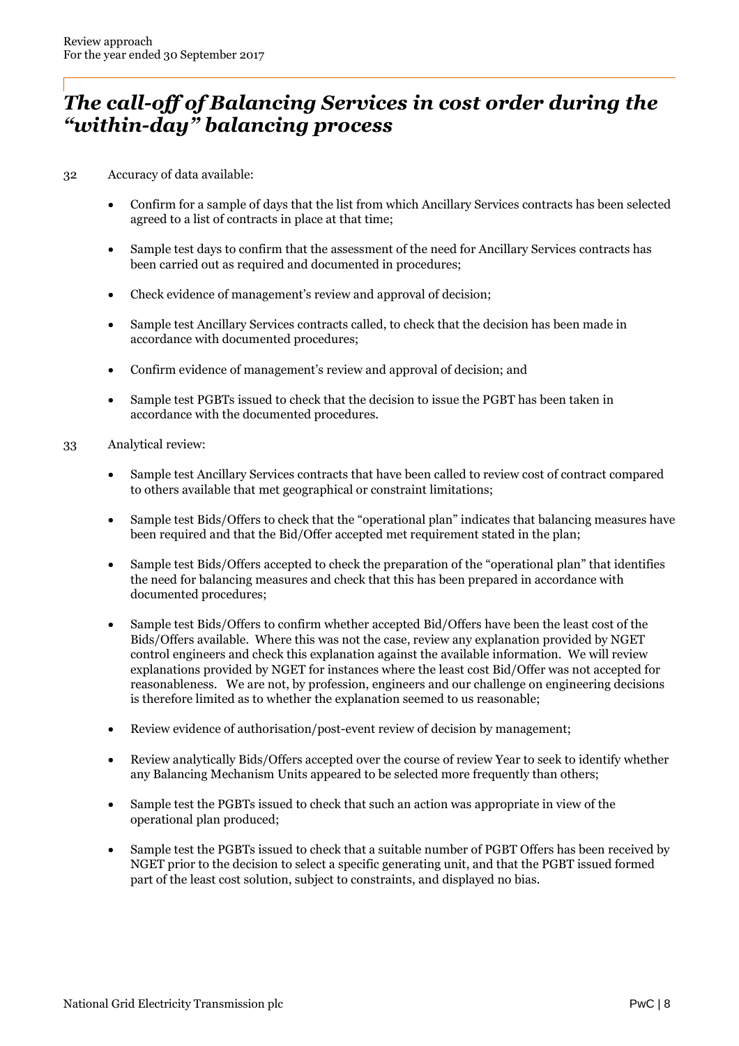## *The call-off of Balancing Services in cost order during the "within-day" balancing process*

32 Accuracy of data available:

- Confirm for a sample of days that the list from which Ancillary Services contracts has been selected agreed to a list of contracts in place at that time;
- Sample test days to confirm that the assessment of the need for Ancillary Services contracts has been carried out as required and documented in procedures;
- Check evidence of management's review and approval of decision;
- Sample test Ancillary Services contracts called, to check that the decision has been made in accordance with documented procedures;
- Confirm evidence of management's review and approval of decision; and
- Sample test PGBTs issued to check that the decision to issue the PGBT has been taken in accordance with the documented procedures.

33 Analytical review:

- Sample test Ancillary Services contracts that have been called to review cost of contract compared to others available that met geographical or constraint limitations;
- Sample test Bids/Offers to check that the "operational plan" indicates that balancing measures have been required and that the Bid/Offer accepted met requirement stated in the plan;
- Sample test Bids/Offers accepted to check the preparation of the "operational plan" that identifies the need for balancing measures and check that this has been prepared in accordance with documented procedures;
- Sample test Bids/Offers to confirm whether accepted Bid/Offers have been the least cost of the Bids/Offers available. Where this was not the case, review any explanation provided by NGET control engineers and check this explanation against the available information. We will review explanations provided by NGET for instances where the least cost Bid/Offer was not accepted for reasonableness. We are not, by profession, engineers and our challenge on engineering decisions is therefore limited as to whether the explanation seemed to us reasonable;
- Review evidence of authorisation/post-event review of decision by management;
- Review analytically Bids/Offers accepted over the course of review Year to seek to identify whether any Balancing Mechanism Units appeared to be selected more frequently than others;
- Sample test the PGBTs issued to check that such an action was appropriate in view of the operational plan produced;
- Sample test the PGBTs issued to check that a suitable number of PGBT Offers has been received by NGET prior to the decision to select a specific generating unit, and that the PGBT issued formed part of the least cost solution, subject to constraints, and displayed no bias.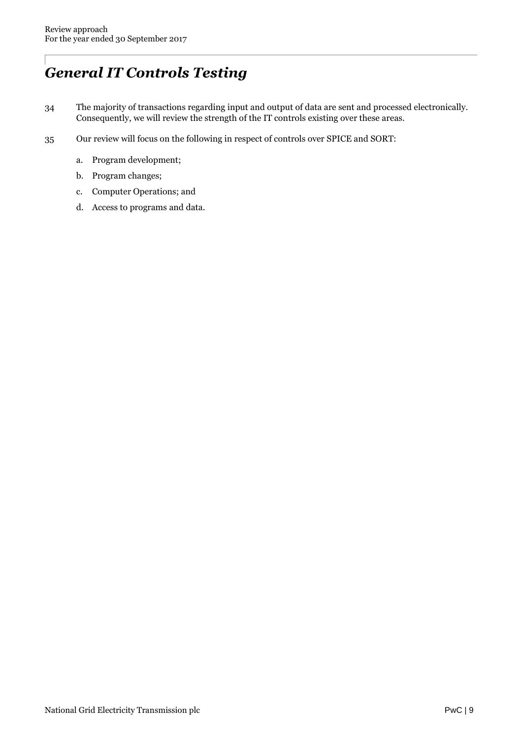## *General IT Controls Testing*

34 The majority of transactions regarding input and output of data are sent and processed electronically. Consequently, we will review the strength of the IT controls existing over these areas.

35 Our review will focus on the following in respect of controls over SPICE and SORT:

a. Program development;

b. Program changes;

c. Computer Operations; and

d. Access to programs and data.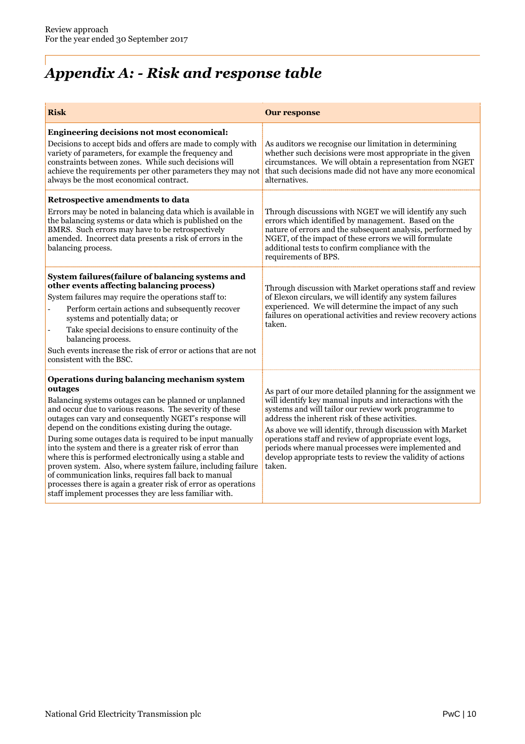# *Appendix A: - Risk and response table*

| Risk | Our response |
|---|---|
| **Engineering decisions not most economical:**<br>Decisions to accept bids and offers are made to comply with variety of parameters, for example the frequency and constraints between zones. While such decisions will achieve the requirements per other parameters they may not always be the most economical contract. | As auditors we recognise our limitation in determining whether such decisions were most appropriate in the given circumstances. We will obtain a representation from NGET that such decisions made did not have any more economical alternatives. |
| **Retrospective amendments to data**<br>Errors may be noted in balancing data which is available in the balancing systems or data which is published on the BMRS. Such errors may have to be retrospectively amended. Incorrect data presents a risk of errors in the balancing process. | Through discussions with NGET we will identify any such errors which identified by management. Based on the nature of errors and the subsequent analysis, performed by NGET, of the impact of these errors we will formulate additional tests to confirm compliance with the requirements of BPS. |
| **System failures(failure of balancing systems and other events affecting balancing process)**<br>System failures may require the operations staff to:<br>- Perform certain actions and subsequently recover systems and potentially data; or<br>- Take special decisions to ensure continuity of the balancing process.<br>Such events increase the risk of error or actions that are not consistent with the BSC. | Through discussion with Market operations staff and review of Elexon circulars, we will identify any system failures experienced. We will determine the impact of any such failures on operational activities and review recovery actions taken. |
| **Operations during balancing mechanism system outages**<br>Balancing systems outages can be planned or unplanned and occur due to various reasons. The severity of these outages can vary and consequently NGET's response will depend on the conditions existing during the outage.<br>During some outages data is required to be input manually into the system and there is a greater risk of error than where this is performed electronically using a stable and proven system. Also, where system failure, including failure of communication links, requires fall back to manual processes there is again a greater risk of error as operations staff implement processes they are less familiar with. | As part of our more detailed planning for the assignment we will identify key manual inputs and interactions with the systems and will tailor our review work programme to address the inherent risk of these activities.<br>As above we will identify, through discussion with Market operations staff and review of appropriate event logs, periods where manual processes were implemented and develop appropriate tests to review the validity of actions taken. |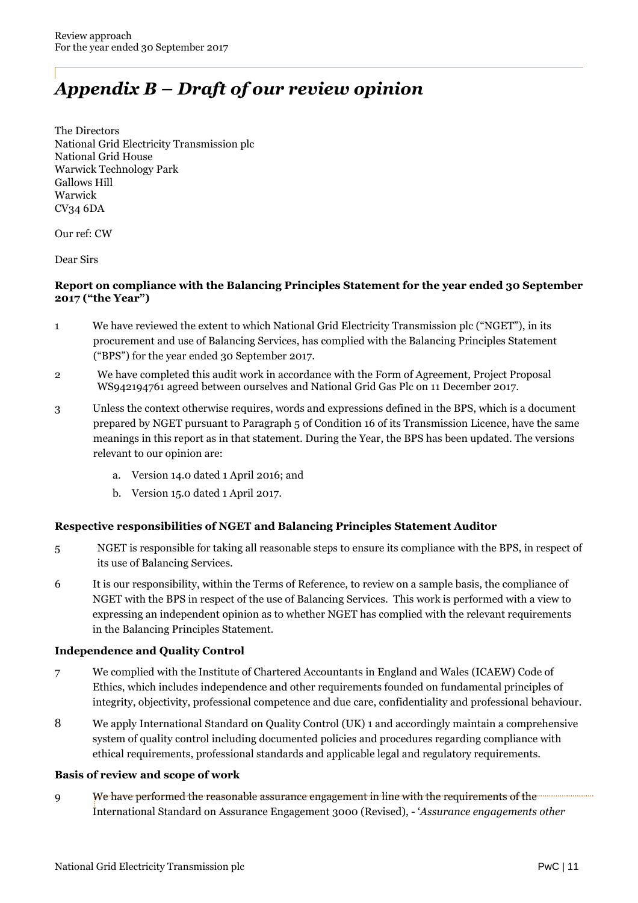# *Appendix B – Draft of our review opinion*

The Directors
National Grid Electricity Transmission plc
National Grid House
Warwick Technology Park
Gallows Hill
Warwick
CV34 6DA

Our ref: CW

Dear Sirs

**Report on compliance with the Balancing Principles Statement for the year ended 30 September 2017 ("the Year")**

1 We have reviewed the extent to which National Grid Electricity Transmission plc ("NGET"), in its procurement and use of Balancing Services, has complied with the Balancing Principles Statement ("BPS") for the year ended 30 September 2017.

2 We have completed this audit work in accordance with the Form of Agreement, Project Proposal WS942194761 agreed between ourselves and National Grid Gas Plc on 11 December 2017.

3 Unless the context otherwise requires, words and expressions defined in the BPS, which is a document prepared by NGET pursuant to Paragraph 5 of Condition 16 of its Transmission Licence, have the same meanings in this report as in that statement. During the Year, the BPS has been updated. The versions relevant to our opinion are:

   a. Version 14.0 dated 1 April 2016; and
   b. Version 15.0 dated 1 April 2017.

**Respective responsibilities of NGET and Balancing Principles Statement Auditor**

5 NGET is responsible for taking all reasonable steps to ensure its compliance with the BPS, in respect of its use of Balancing Services.

6 It is our responsibility, within the Terms of Reference, to review on a sample basis, the compliance of NGET with the BPS in respect of the use of Balancing Services. This work is performed with a view to expressing an independent opinion as to whether NGET has complied with the relevant requirements in the Balancing Principles Statement.

**Independence and Quality Control**

7 We complied with the Institute of Chartered Accountants in England and Wales (ICAEW) Code of Ethics, which includes independence and other requirements founded on fundamental principles of integrity, objectivity, professional competence and due care, confidentiality and professional behaviour.

8 We apply International Standard on Quality Control (UK) 1 and accordingly maintain a comprehensive system of quality control including documented policies and procedures regarding compliance with ethical requirements, professional standards and applicable legal and regulatory requirements.

**Basis of review and scope of work**

9 We have performed the reasonable assurance engagement in line with the requirements of the International Standard on Assurance Engagement 3000 (Revised), - '*Assurance engagements other*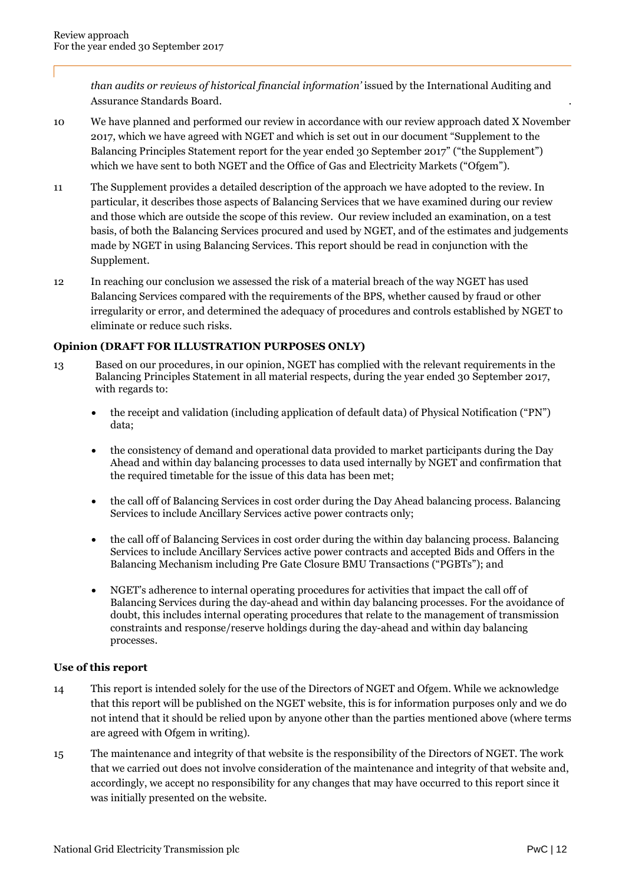*than audits or reviews of historical financial information'* issued by the International Auditing and Assurance Standards Board.

10 We have planned and performed our review in accordance with our review approach dated X November 2017, which we have agreed with NGET and which is set out in our document "Supplement to the Balancing Principles Statement report for the year ended 30 September 2017" ("the Supplement") which we have sent to both NGET and the Office of Gas and Electricity Markets ("Ofgem").

11 The Supplement provides a detailed description of the approach we have adopted to the review. In particular, it describes those aspects of Balancing Services that we have examined during our review and those which are outside the scope of this review. Our review included an examination, on a test basis, of both the Balancing Services procured and used by NGET, and of the estimates and judgements made by NGET in using Balancing Services. This report should be read in conjunction with the Supplement.

12 In reaching our conclusion we assessed the risk of a material breach of the way NGET has used Balancing Services compared with the requirements of the BPS, whether caused by fraud or other irregularity or error, and determined the adequacy of procedures and controls established by NGET to eliminate or reduce such risks.

### Opinion (DRAFT FOR ILLUSTRATION PURPOSES ONLY)

13 Based on our procedures, in our opinion, NGET has complied with the relevant requirements in the Balancing Principles Statement in all material respects, during the year ended 30 September 2017, with regards to:

- the receipt and validation (including application of default data) of Physical Notification ("PN") data;
- the consistency of demand and operational data provided to market participants during the Day Ahead and within day balancing processes to data used internally by NGET and confirmation that the required timetable for the issue of this data has been met;
- the call off of Balancing Services in cost order during the Day Ahead balancing process. Balancing Services to include Ancillary Services active power contracts only;
- the call off of Balancing Services in cost order during the within day balancing process. Balancing Services to include Ancillary Services active power contracts and accepted Bids and Offers in the Balancing Mechanism including Pre Gate Closure BMU Transactions ("PGBTs"); and
- NGET's adherence to internal operating procedures for activities that impact the call off of Balancing Services during the day-ahead and within day balancing processes. For the avoidance of doubt, this includes internal operating procedures that relate to the management of transmission constraints and response/reserve holdings during the day-ahead and within day balancing processes.

### Use of this report

14 This report is intended solely for the use of the Directors of NGET and Ofgem. While we acknowledge that this report will be published on the NGET website, this is for information purposes only and we do not intend that it should be relied upon by anyone other than the parties mentioned above (where terms are agreed with Ofgem in writing).

15 The maintenance and integrity of that website is the responsibility of the Directors of NGET. The work that we carried out does not involve consideration of the maintenance and integrity of that website and, accordingly, we accept no responsibility for any changes that may have occurred to this report since it was initially presented on the website.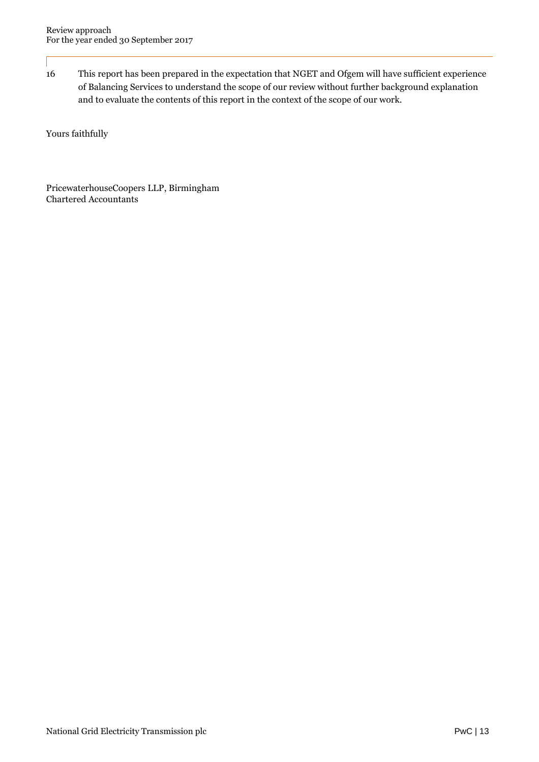16 This report has been prepared in the expectation that NGET and Ofgem will have sufficient experience of Balancing Services to understand the scope of our review without further background explanation and to evaluate the contents of this report in the context of the scope of our work.

Yours faithfully

PricewaterhouseCoopers LLP, Birmingham
Chartered Accountants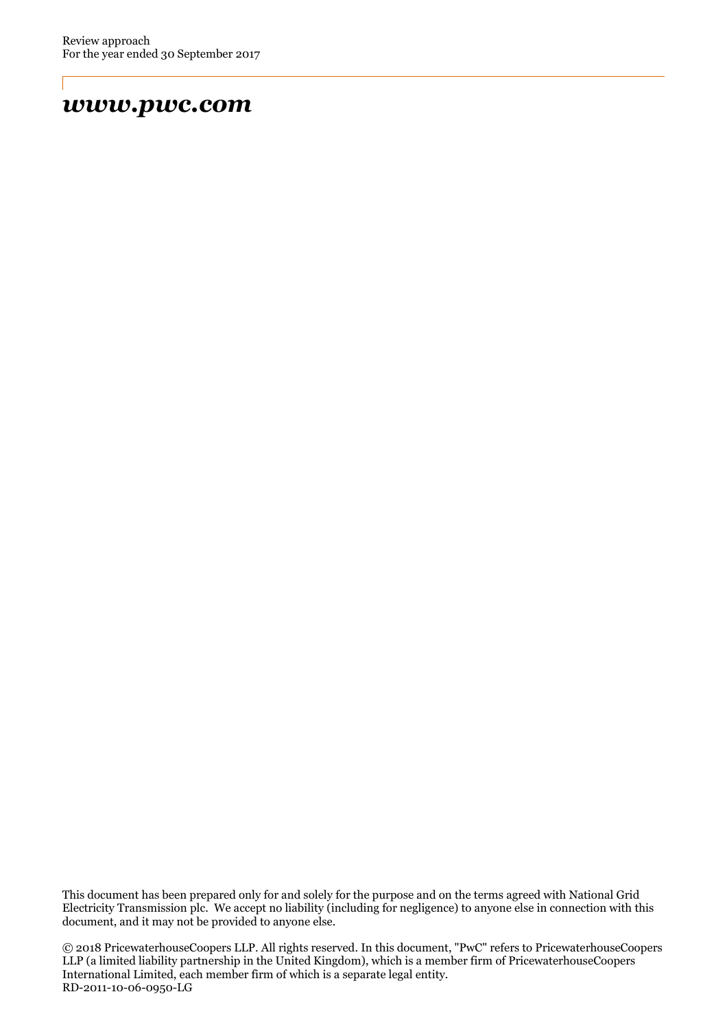***www.pwc.com***

This document has been prepared only for and solely for the purpose and on the terms agreed with National Grid Electricity Transmission plc. We accept no liability (including for negligence) to anyone else in connection with this document, and it may not be provided to anyone else.

© 2018 PricewaterhouseCoopers LLP. All rights reserved. In this document, "PwC" refers to PricewaterhouseCoopers LLP (a limited liability partnership in the United Kingdom), which is a member firm of PricewaterhouseCoopers International Limited, each member firm of which is a separate legal entity.
RD-2011-10-06-0950-LG